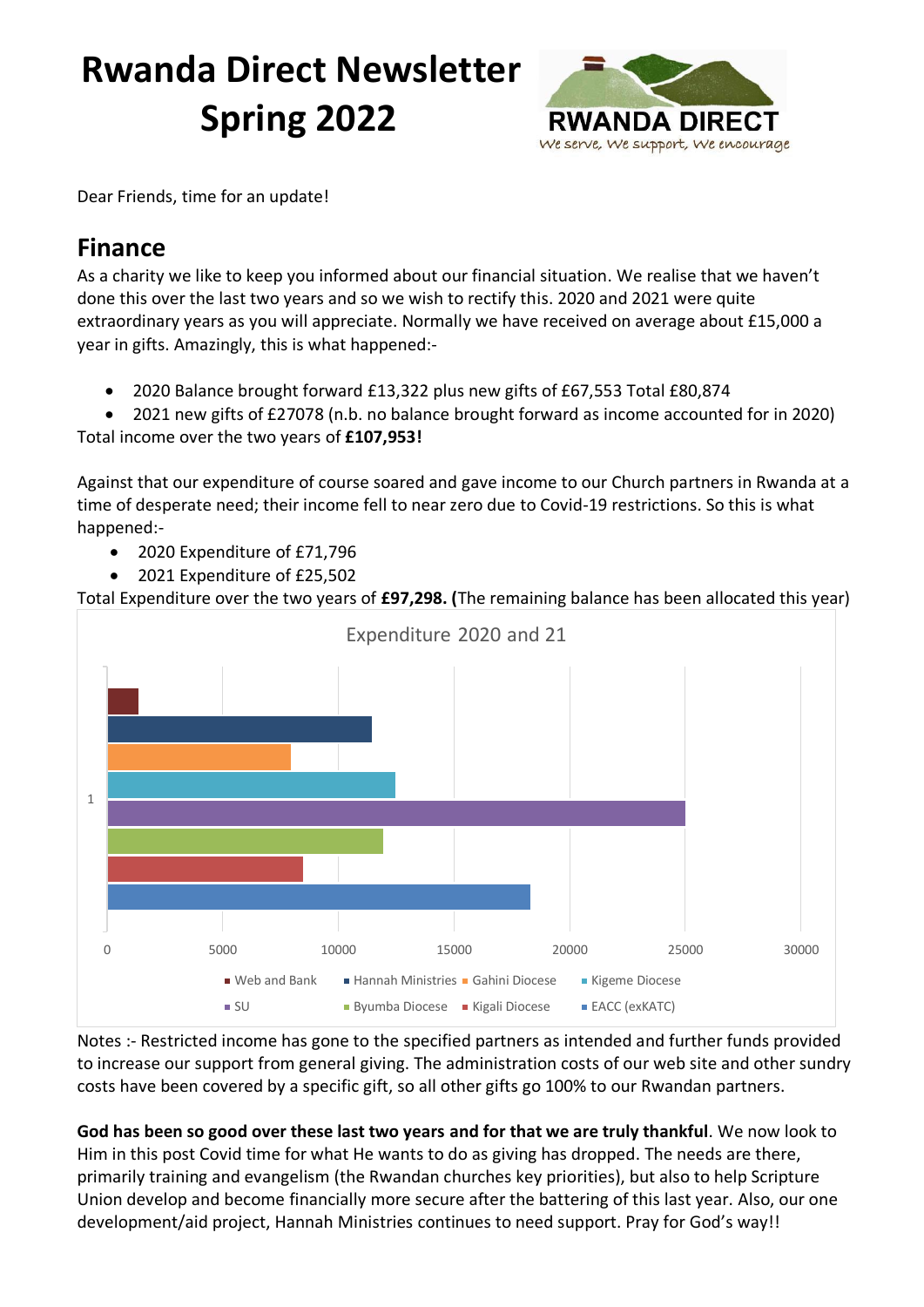# Rwanda Direct Newsletter Spring 2022

RWANDA DIRECT
*We serve, We support, We encourage*

Dear Friends, time for an update!

## Finance

As a charity we like to keep you informed about our financial situation. We realise that we haven't done this over the last two years and so we wish to rectify this. 2020 and 2021 were quite extraordinary years as you will appreciate. Normally we have received on average about £15,000 a year in gifts. Amazingly, this is what happened:-

- 2020 Balance brought forward £13,322 plus new gifts of £67,553 Total £80,874
- 2021 new gifts of £27078 (n.b. no balance brought forward as income accounted for in 2020)

Total income over the two years of **£107,953!**

Against that our expenditure of course soared and gave income to our Church partners in Rwanda at a time of desperate need; their income fell to near zero due to Covid-19 restrictions. So this is what happened:-

- 2020 Expenditure of £71,796
- 2021 Expenditure of £25,502

Total Expenditure over the two years of **£97,298. (**The remaining balance has been allocated this year)

Expenditure 2020 and 21

Legend: Web and Bank, Hannah Ministries, Gahini Diocese, Kigeme Diocese, SU, Byumba Diocese, Kigali Diocese, EACC (exKATC)

Notes :- Restricted income has gone to the specified partners as intended and further funds provided to increase our support from general giving. The administration costs of our web site and other sundry costs have been covered by a specific gift, so all other gifts go 100% to our Rwandan partners.

**God has been so good over these last two years and for that we are truly thankful**. We now look to Him in this post Covid time for what He wants to do as giving has dropped. The needs are there, primarily training and evangelism (the Rwandan churches key priorities), but also to help Scripture Union develop and become financially more secure after the battering of this last year. Also, our one development/aid project, Hannah Ministries continues to need support. Pray for God's way!!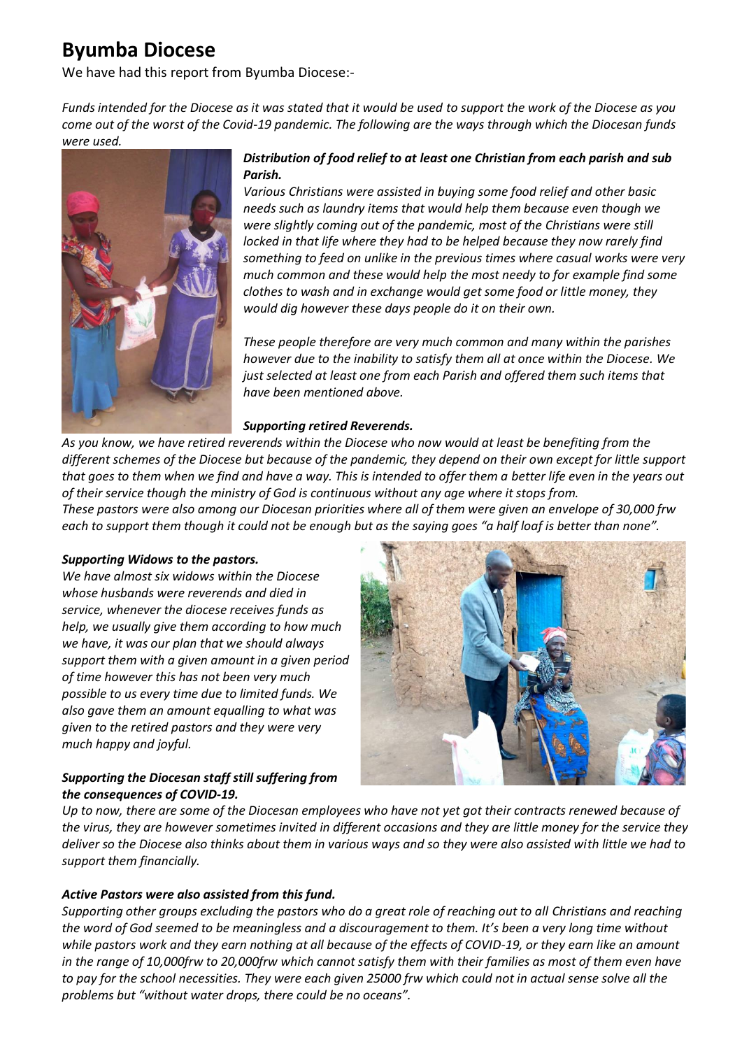# Byumba Diocese

We have had this report from Byumba Diocese:-

*Funds intended for the Diocese as it was stated that it would be used to support the work of the Diocese as you come out of the worst of the Covid-19 pandemic. The following are the ways through which the Diocesan funds were used.*

***Distribution of food relief to at least one Christian from each parish and sub Parish.***

*Various Christians were assisted in buying some food relief and other basic needs such as laundry items that would help them because even though we were slightly coming out of the pandemic, most of the Christians were still locked in that life where they had to be helped because they now rarely find something to feed on unlike in the previous times where casual works were very much common and these would help the most needy to for example find some clothes to wash and in exchange would get some food or little money, they would dig however these days people do it on their own.*

*These people therefore are very much common and many within the parishes however due to the inability to satisfy them all at once within the Diocese. We just selected at least one from each Parish and offered them such items that have been mentioned above.*

***Supporting retired Reverends.***

*As you know, we have retired reverends within the Diocese who now would at least be benefiting from the different schemes of the Diocese but because of the pandemic, they depend on their own except for little support that goes to them when we find and have a way. This is intended to offer them a better life even in the years out of their service though the ministry of God is continuous without any age where it stops from.*

*These pastors were also among our Diocesan priorities where all of them were given an envelope of 30,000 frw each to support them though it could not be enough but as the saying goes "a half loaf is better than none".*

***Supporting Widows to the pastors.***

*We have almost six widows within the Diocese whose husbands were reverends and died in service, whenever the diocese receives funds as help, we usually give them according to how much we have, it was our plan that we should always support them with a given amount in a given period of time however this has not been very much possible to us every time due to limited funds. We also gave them an amount equalling to what was given to the retired pastors and they were very much happy and joyful.*

***Supporting the Diocesan staff still suffering from the consequences of COVID-19.***

*Up to now, there are some of the Diocesan employees who have not yet got their contracts renewed because of the virus, they are however sometimes invited in different occasions and they are little money for the service they deliver so the Diocese also thinks about them in various ways and so they were also assisted with little we had to support them financially.*

***Active Pastors were also assisted from this fund.***

*Supporting other groups excluding the pastors who do a great role of reaching out to all Christians and reaching the word of God seemed to be meaningless and a discouragement to them. It's been a very long time without while pastors work and they earn nothing at all because of the effects of COVID-19, or they earn like an amount in the range of 10,000frw to 20,000frw which cannot satisfy them with their families as most of them even have to pay for the school necessities. They were each given 25000 frw which could not in actual sense solve all the problems but "without water drops, there could be no oceans".*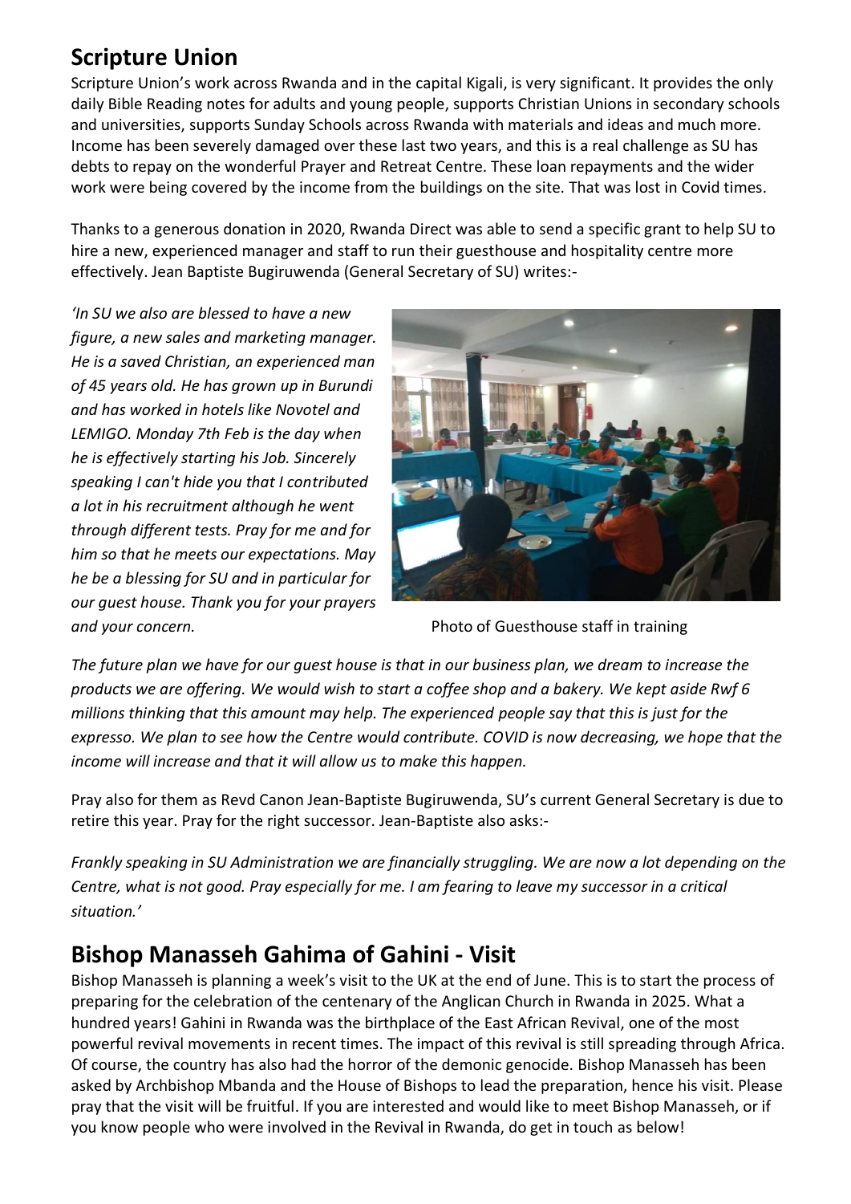## Scripture Union

Scripture Union's work across Rwanda and in the capital Kigali, is very significant. It provides the only daily Bible Reading notes for adults and young people, supports Christian Unions in secondary schools and universities, supports Sunday Schools across Rwanda with materials and ideas and much more. Income has been severely damaged over these last two years, and this is a real challenge as SU has debts to repay on the wonderful Prayer and Retreat Centre. These loan repayments and the wider work were being covered by the income from the buildings on the site. That was lost in Covid times.

Thanks to a generous donation in 2020, Rwanda Direct was able to send a specific grant to help SU to hire a new, experienced manager and staff to run their guesthouse and hospitality centre more effectively. Jean Baptiste Bugiruwenda (General Secretary of SU) writes:-

*'In SU we also are blessed to have a new figure, a new sales and marketing manager. He is a saved Christian, an experienced man of 45 years old. He has grown up in Burundi and has worked in hotels like Novotel and LEMIGO. Monday 7th Feb is the day when he is effectively starting his Job. Sincerely speaking I can't hide you that I contributed a lot in his recruitment although he went through different tests. Pray for me and for him so that he meets our expectations. May he be a blessing for SU and in particular for our guest house. Thank you for your prayers and your concern.*

Photo of Guesthouse staff in training

*The future plan we have for our guest house is that in our business plan, we dream to increase the products we are offering. We would wish to start a coffee shop and a bakery. We kept aside Rwf 6 millions thinking that this amount may help. The experienced people say that this is just for the expresso. We plan to see how the Centre would contribute. COVID is now decreasing, we hope that the income will increase and that it will allow us to make this happen.*

Pray also for them as Revd Canon Jean-Baptiste Bugiruwenda, SU's current General Secretary is due to retire this year. Pray for the right successor. Jean-Baptiste also asks:-

*Frankly speaking in SU Administration we are financially struggling. We are now a lot depending on the Centre, what is not good. Pray especially for me. I am fearing to leave my successor in a critical situation.'*

## Bishop Manasseh Gahima of Gahini - Visit

Bishop Manasseh is planning a week's visit to the UK at the end of June. This is to start the process of preparing for the celebration of the centenary of the Anglican Church in Rwanda in 2025. What a hundred years! Gahini in Rwanda was the birthplace of the East African Revival, one of the most powerful revival movements in recent times. The impact of this revival is still spreading through Africa. Of course, the country has also had the horror of the demonic genocide. Bishop Manasseh has been asked by Archbishop Mbanda and the House of Bishops to lead the preparation, hence his visit. Please pray that the visit will be fruitful. If you are interested and would like to meet Bishop Manasseh, or if you know people who were involved in the Revival in Rwanda, do get in touch as below!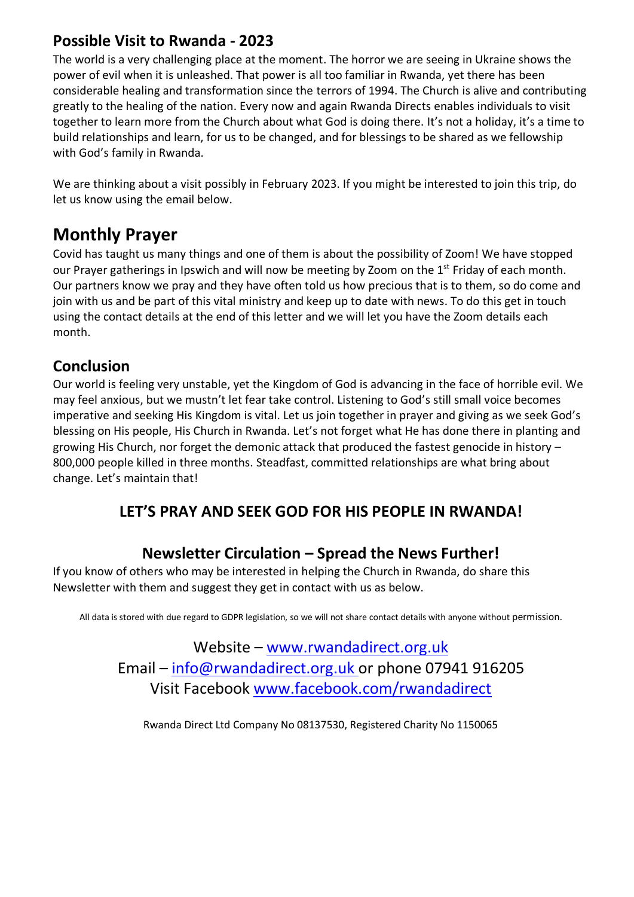## Possible Visit to Rwanda - 2023

The world is a very challenging place at the moment. The horror we are seeing in Ukraine shows the power of evil when it is unleashed. That power is all too familiar in Rwanda, yet there has been considerable healing and transformation since the terrors of 1994. The Church is alive and contributing greatly to the healing of the nation. Every now and again Rwanda Directs enables individuals to visit together to learn more from the Church about what God is doing there. It's not a holiday, it's a time to build relationships and learn, for us to be changed, and for blessings to be shared as we fellowship with God's family in Rwanda.

We are thinking about a visit possibly in February 2023. If you might be interested to join this trip, do let us know using the email below.

## Monthly Prayer

Covid has taught us many things and one of them is about the possibility of Zoom! We have stopped our Prayer gatherings in Ipswich and will now be meeting by Zoom on the 1st Friday of each month. Our partners know we pray and they have often told us how precious that is to them, so do come and join with us and be part of this vital ministry and keep up to date with news. To do this get in touch using the contact details at the end of this letter and we will let you have the Zoom details each month.

## Conclusion

Our world is feeling very unstable, yet the Kingdom of God is advancing in the face of horrible evil. We may feel anxious, but we mustn't let fear take control. Listening to God's still small voice becomes imperative and seeking His Kingdom is vital. Let us join together in prayer and giving as we seek God's blessing on His people, His Church in Rwanda. Let's not forget what He has done there in planting and growing His Church, nor forget the demonic attack that produced the fastest genocide in history – 800,000 people killed in three months. Steadfast, committed relationships are what bring about change. Let's maintain that!

**LET'S PRAY AND SEEK GOD FOR HIS PEOPLE IN RWANDA!**

## Newsletter Circulation – Spread the News Further!

If you know of others who may be interested in helping the Church in Rwanda, do share this Newsletter with them and suggest they get in contact with us as below.

All data is stored with due regard to GDPR legislation, so we will not share contact details with anyone without permission.

Website – www.rwandadirect.org.uk
Email – info@rwandadirect.org.uk or phone 07941 916205
Visit Facebook www.facebook.com/rwandadirect

Rwanda Direct Ltd Company No 08137530, Registered Charity No 1150065